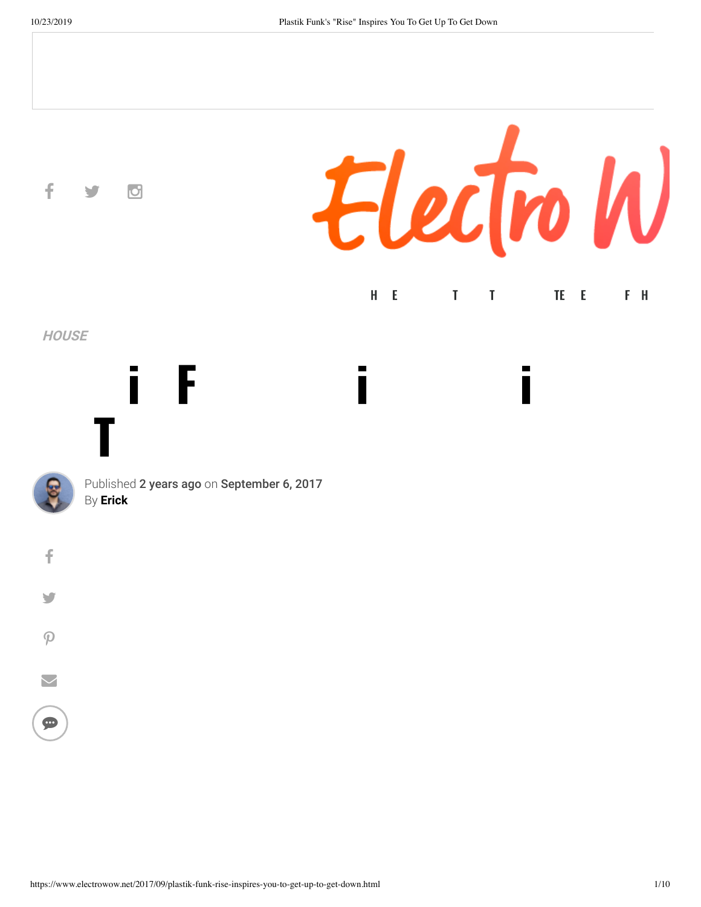HOUSE

Published 2 years ago on September 6, 2017
By **Erick**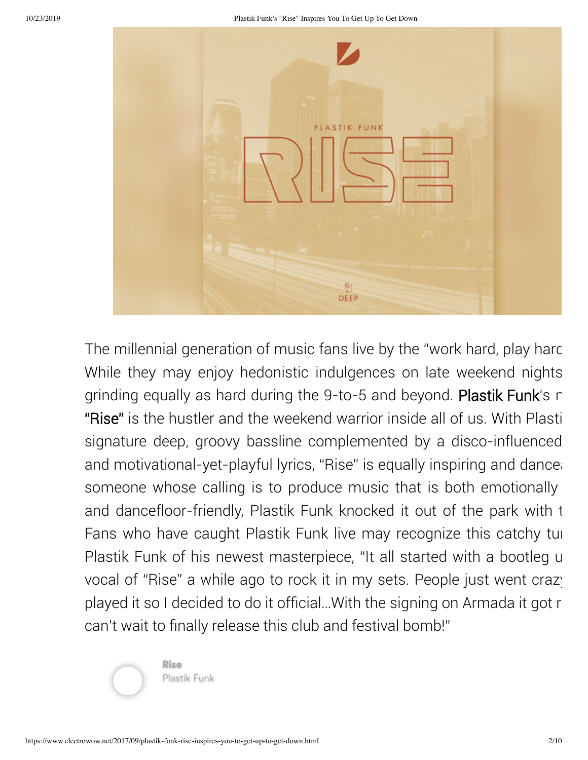The millennial generation of music fans live by the "work hard, play harc While they may enjoy hedonistic indulgences on late weekend nights grinding equally as hard during the 9-to-5 and beyond. **Plastik Funk**'s r **"Rise"** is the hustler and the weekend warrior inside all of us. With Plasti signature deep, groovy bassline complemented by a disco-influenced and motivational-yet-playful lyrics, "Rise" is equally inspiring and dance: someone whose calling is to produce music that is both emotionally and dancefloor-friendly, Plastik Funk knocked it out of the park with t Fans who have caught Plastik Funk live may recognize this catchy tu Plastik Funk of his newest masterpiece, "It all started with a bootleg u vocal of "Rise" a while ago to rock it in my sets. People just went craz played it so I decided to do it official...With the signing on Armada it got r can't wait to finally release this club and festival bomb!"

**Rise**
Plastik Funk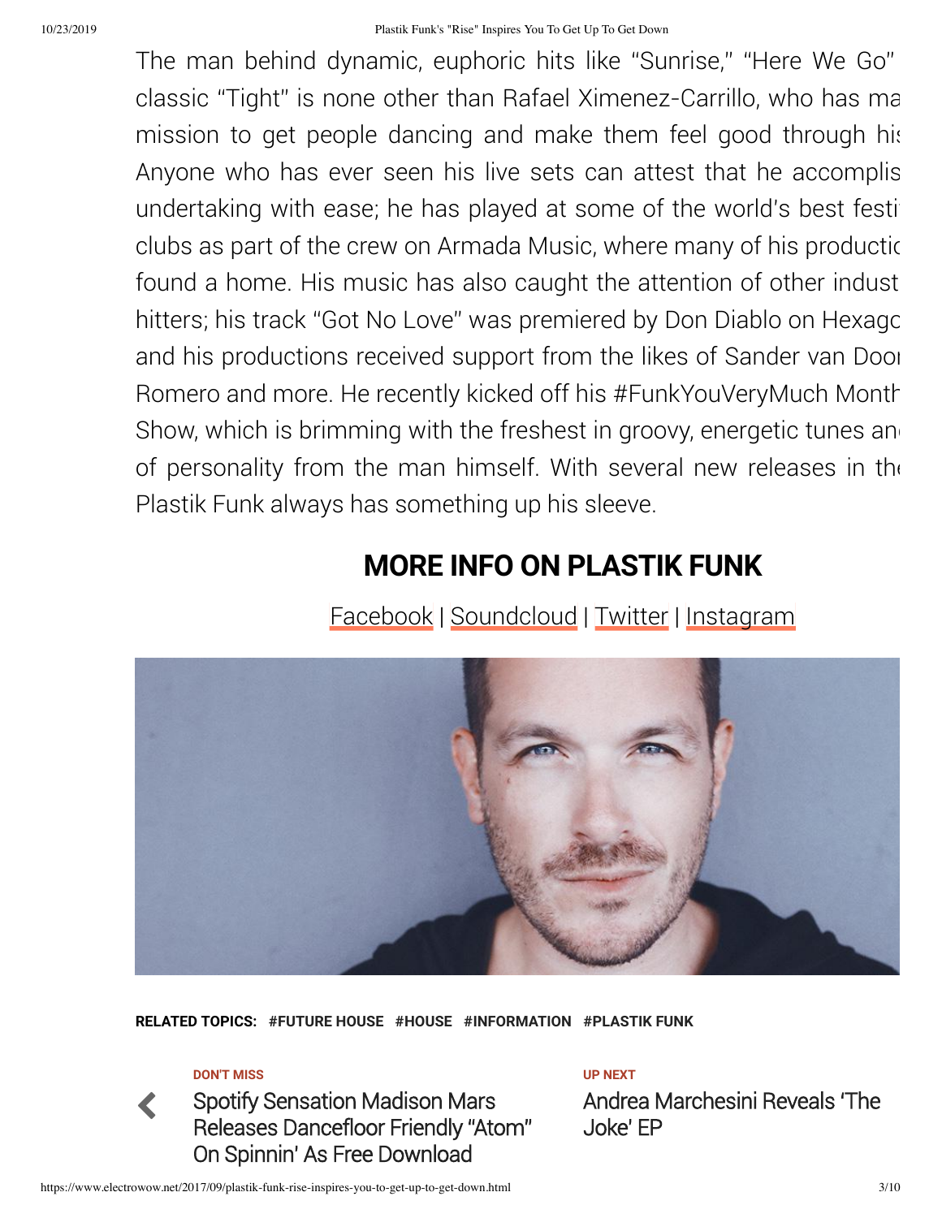The man behind dynamic, euphoric hits like "Sunrise," "Here We Go" classic "Tight" is none other than Rafael Ximenez-Carrillo, who has ma mission to get people dancing and make them feel good through his Anyone who has ever seen his live sets can attest that he accomplis undertaking with ease; he has played at some of the world's best festi clubs as part of the crew on Armada Music, where many of his productio found a home. His music has also caught the attention of other indust hitters; his track "Got No Love" was premiered by Don Diablo on Hexago and his productions received support from the likes of Sander van Door Romero and more. He recently kicked off his #FunkYouVeryMuch Month Show, which is brimming with the freshest in groovy, energetic tunes an of personality from the man himself. With several new releases in the Plastik Funk always has something up his sleeve.

## MORE INFO ON PLASTIK FUNK

Facebook | Soundcloud | Twitter | Instagram

**RELATED TOPICS:** #FUTURE HOUSE #HOUSE #INFORMATION #PLASTIK FUNK

DON'T MISS

Spotify Sensation Madison Mars Releases Dancefloor Friendly "Atom" On Spinnin' As Free Download

UP NEXT

Andrea Marchesini Reveals 'The Joke' EP